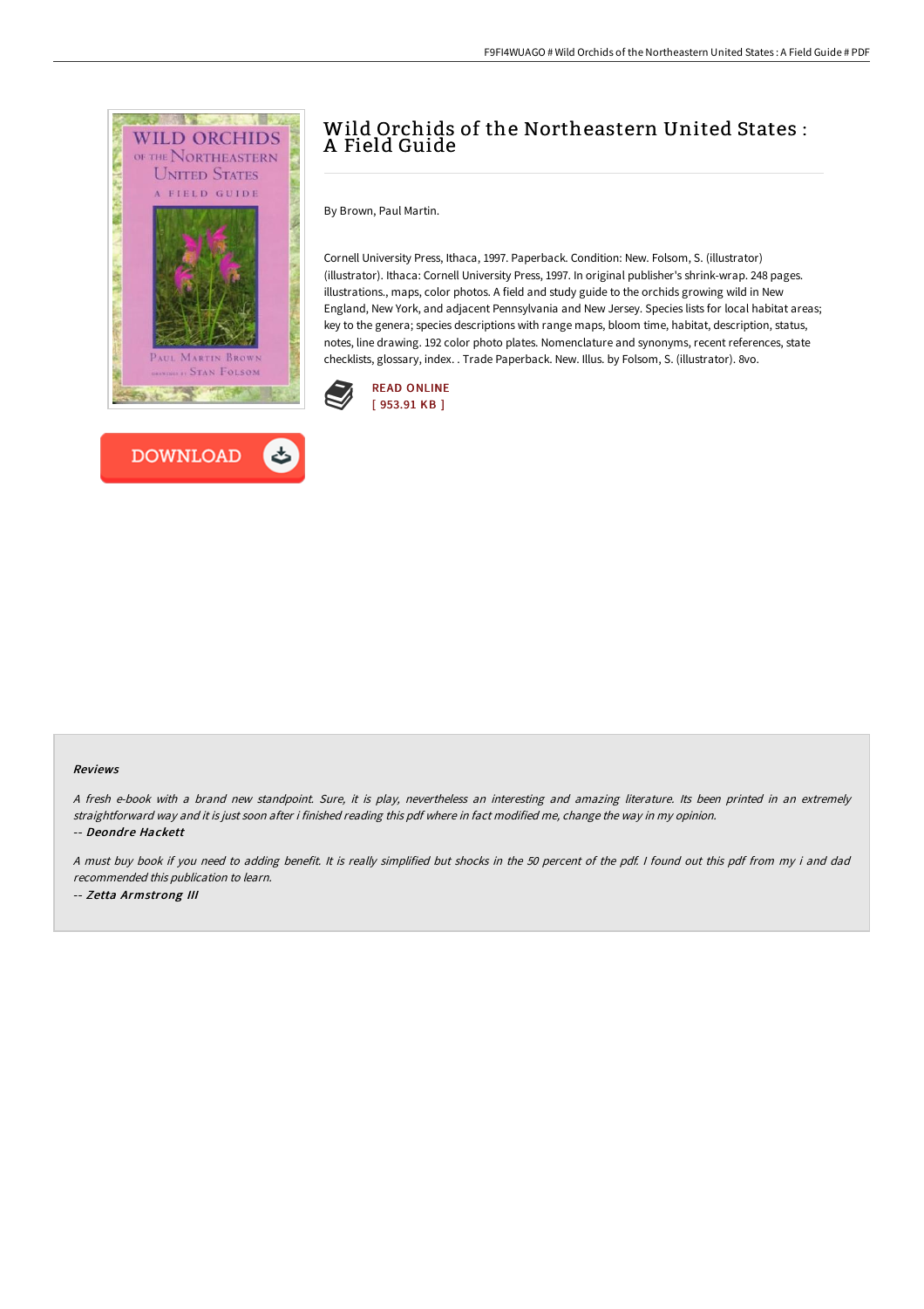# Wild Orchids of the Northeastern United States : A Field Guide

By Brown, Paul Martin.

Cornell University Press, Ithaca, 1997. Paperback. Condition: New. Folsom, S. (illustrator) (illustrator). Ithaca: Cornell University Press, 1997. In original publisher's shrink-wrap. 248 pages. illustrations., maps, color photos. A field and study guide to the orchids growing wild in New England, New York, and adjacent Pennsylvania and New Jersey. Species lists for local habitat areas; key to the genera; species descriptions with range maps, bloom time, habitat, description, status, notes, line drawing. 192 color photo plates. Nomenclature and synonyms, recent references, state checklists, glossary, index. . Trade Paperback. New. Illus. by Folsom, S. (illustrator). 8vo.

READ ONLINE
[ 953.91 KB ]

DOWNLOAD

### Reviews

*A fresh e-book with a brand new standpoint. Sure, it is play, nevertheless an interesting and amazing literature. Its been printed in an extremely straightforward way and it is just soon after i finished reading this pdf where in fact modified me, change the way in my opinion.*

-- ***Deondre Hackett***

*A must buy book if you need to adding benefit. It is really simplified but shocks in the 50 percent of the pdf. I found out this pdf from my i and dad recommended this publication to learn.*

-- ***Zetta Armstrong III***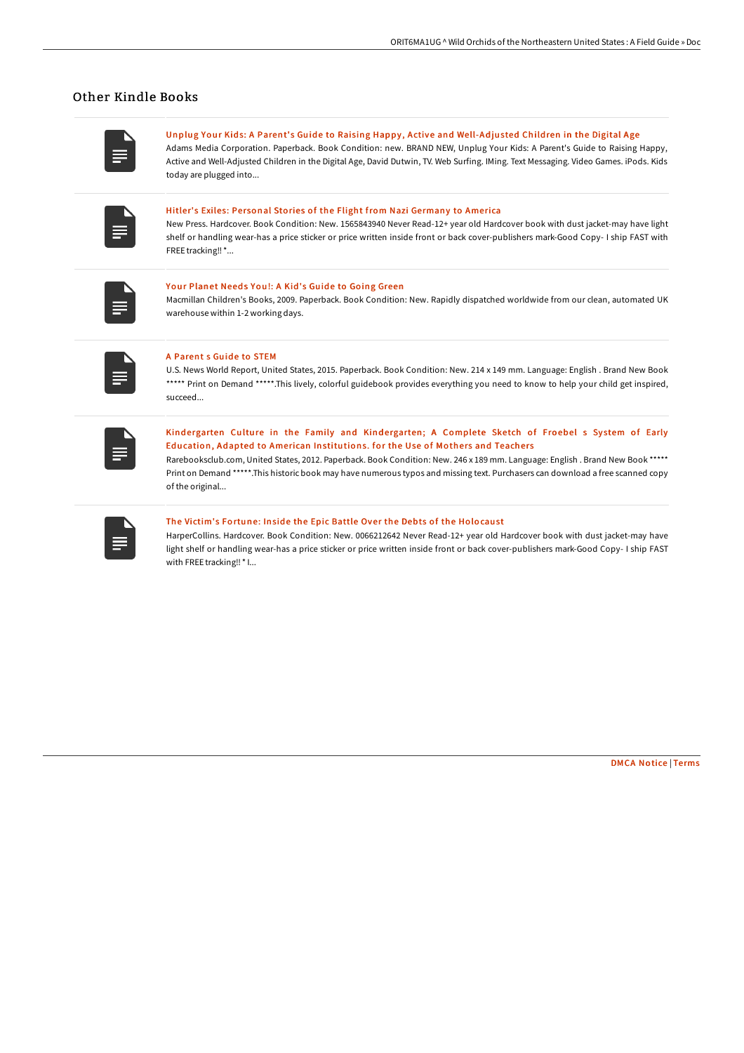## Other Kindle Books

### Unplug Your Kids: A Parent's Guide to Raising Happy, Active and Well-Adjusted Children in the Digital Age

Adams Media Corporation. Paperback. Book Condition: new. BRAND NEW, Unplug Your Kids: A Parent's Guide to Raising Happy, Active and Well-Adjusted Children in the Digital Age, David Dutwin, TV. Web Surfing. IMing. Text Messaging. Video Games. iPods. Kids today are plugged into...

### Hitler's Exiles: Personal Stories of the Flight from Nazi Germany to America

New Press. Hardcover. Book Condition: New. 1565843940 Never Read-12+ year old Hardcover book with dust jacket-may have light shelf or handling wear-has a price sticker or price written inside front or back cover-publishers mark-Good Copy- I ship FAST with FREE tracking!! *...

### Your Planet Needs You!: A Kid's Guide to Going Green

Macmillan Children's Books, 2009. Paperback. Book Condition: New. Rapidly dispatched worldwide from our clean, automated UK warehouse within 1-2 working days.

### A Parent s Guide to STEM

U.S. News World Report, United States, 2015. Paperback. Book Condition: New. 214 x 149 mm. Language: English . Brand New Book ***** Print on Demand *****.This lively, colorful guidebook provides everything you need to know to help your child get inspired, succeed...

### Kindergarten Culture in the Family and Kindergarten; A Complete Sketch of Froebel s System of Early Education, Adapted to American Institutions. for the Use of Mothers and Teachers

Rarebooksclub.com, United States, 2012. Paperback. Book Condition: New. 246 x 189 mm. Language: English . Brand New Book ***** Print on Demand *****.This historic book may have numerous typos and missing text. Purchasers can download a free scanned copy of the original...

### The Victim's Fortune: Inside the Epic Battle Over the Debts of the Holocaust

HarperCollins. Hardcover. Book Condition: New. 0066212642 Never Read-12+ year old Hardcover book with dust jacket-may have light shelf or handling wear-has a price sticker or price written inside front or back cover-publishers mark-Good Copy- I ship FAST with FREE tracking!! * I...